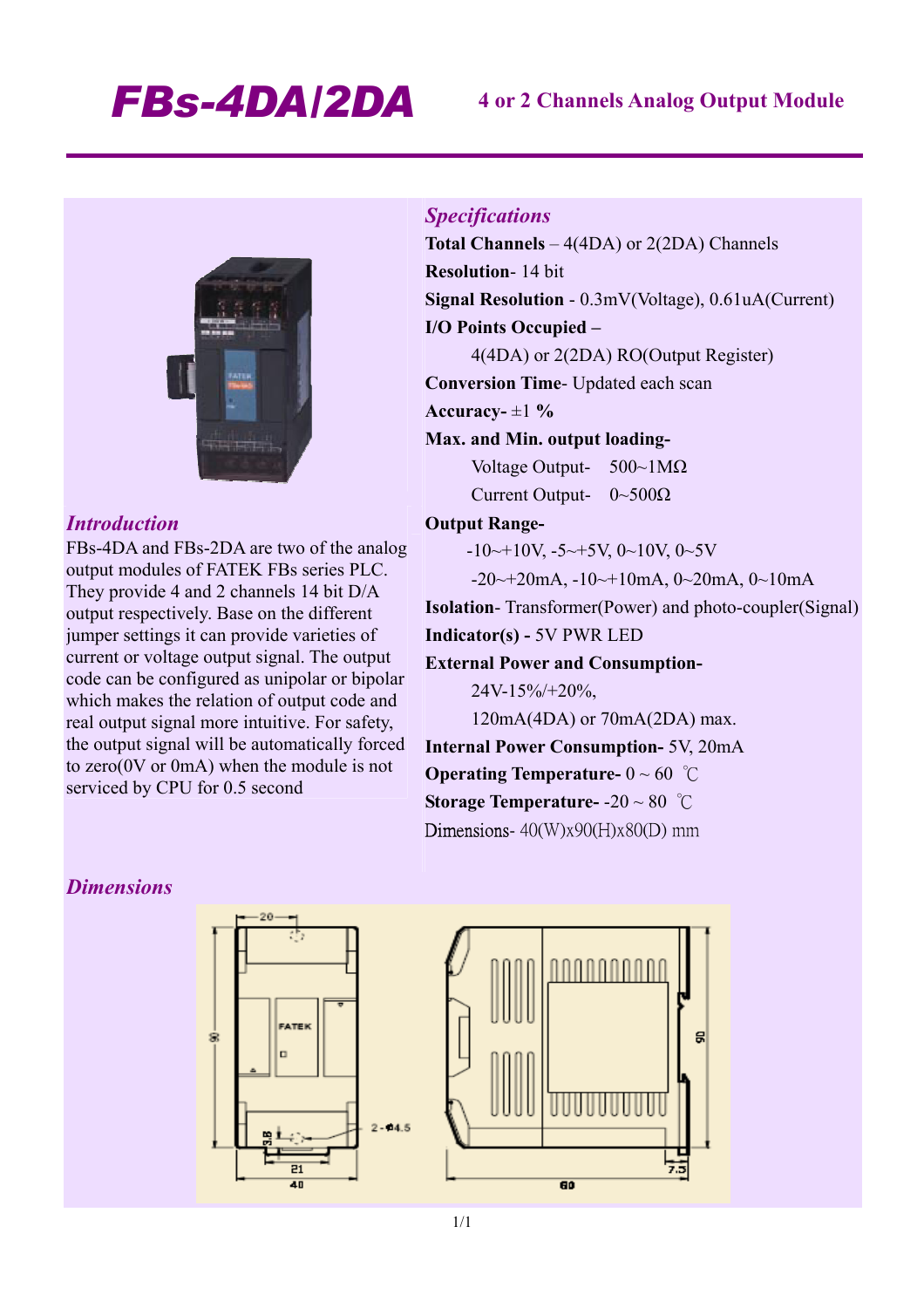# FBs-4DA/2DA

**4 or 2 Channels Analog Output Module**

## *Introduction*

FBs-4DA and FBs-2DA are two of the analog output modules of FATEK FBs series PLC. They provide 4 and 2 channels 14 bit D/A output respectively. Base on the different jumper settings it can provide varieties of current or voltage output signal. The output code can be configured as unipolar or bipolar which makes the relation of output code and real output signal more intuitive. For safety, the output signal will be automatically forced to zero(0V or 0mA) when the module is not serviced by CPU for 0.5 second

## *Specifications*

**Total Channels** – 4(4DA) or 2(2DA) Channels

**Resolution**- 14 bit

**Signal Resolution** - 0.3mV(Voltage), 0.61uA(Current)

**I/O Points Occupied –**

4(4DA) or 2(2DA) RO(Output Register)

**Conversion Time**- Updated each scan

**Accuracy-** ±1 **%**

**Max. and Min. output loading-**

Voltage Output- 500~1MΩ

Current Output- 0~500Ω

**Output Range-**

-10~+10V, -5~+5V, 0~10V, 0~5V

-20~+20mA, -10~+10mA, 0~20mA, 0~10mA

**Isolation**- Transformer(Power) and photo-coupler(Signal)

**Indicator(s) -** 5V PWR LED

**External Power and Consumption-**

24V-15%/+20%,

120mA(4DA) or 70mA(2DA) max.

**Internal Power Consumption-** 5V, 20mA

**Operating Temperature-** 0 ~ 60 ℃

**Storage Temperature-** -20 ~ 80 ℃

Dimensions- 40(W)x90(H)x80(D) mm

## *Dimensions*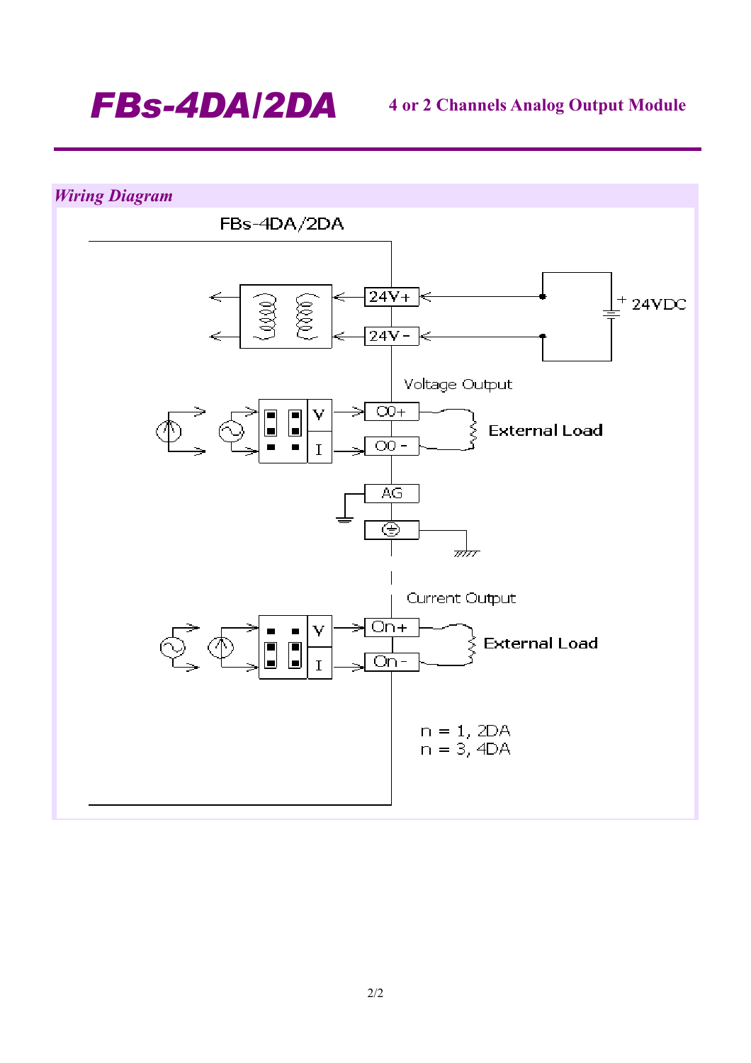# FBs-4DA/2DA

**4 or 2 Channels Analog Output Module**

## *Wiring Diagram*

FBs-4DA/2DA

24V+

24V -

+ 24VDC

Voltage Output

V

I

O0+

O0 -

External Load

AG

⏚

Current Output

V

I

On+

On -

External Load

n = 1, 2DA
n = 3, 4DA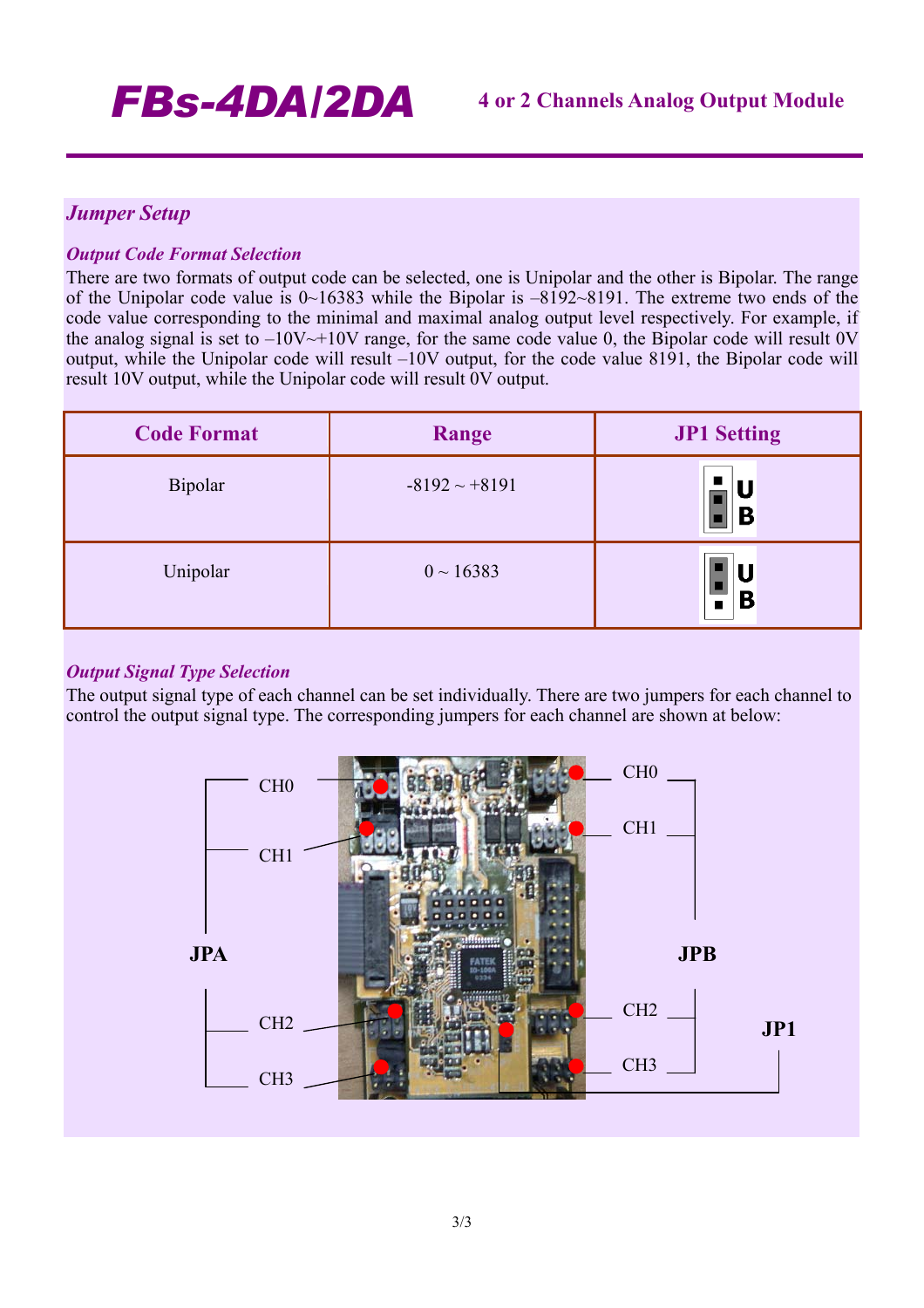# FBs-4DA/2DA

**4 or 2 Channels Analog Output Module**

## *Jumper Setup*

### *Output Code Format Selection*

There are two formats of output code can be selected, one is Unipolar and the other is Bipolar. The range of the Unipolar code value is 0~16383 while the Bipolar is –8192~8191. The extreme two ends of the code value corresponding to the minimal and maximal analog output level respectively. For example, if the analog signal is set to –10V~+10V range, for the same code value 0, the Bipolar code will result 0V output, while the Unipolar code will result –10V output, for the code value 8191, the Bipolar code will result 10V output, while the Unipolar code will result 0V output.

| Code Format | Range | JP1 Setting |
| --- | --- | --- |
| Bipolar | -8192 ~ +8191 | U / B |
| Unipolar | 0 ~ 16383 | U / B |

### *Output Signal Type Selection*

The output signal type of each channel can be set individually. There are two jumpers for each channel to control the output signal type. The corresponding jumpers for each channel are shown at below:

JPA: CH0, CH1, CH2, CH3

JPB: CH0, CH1, CH2, CH3

JP1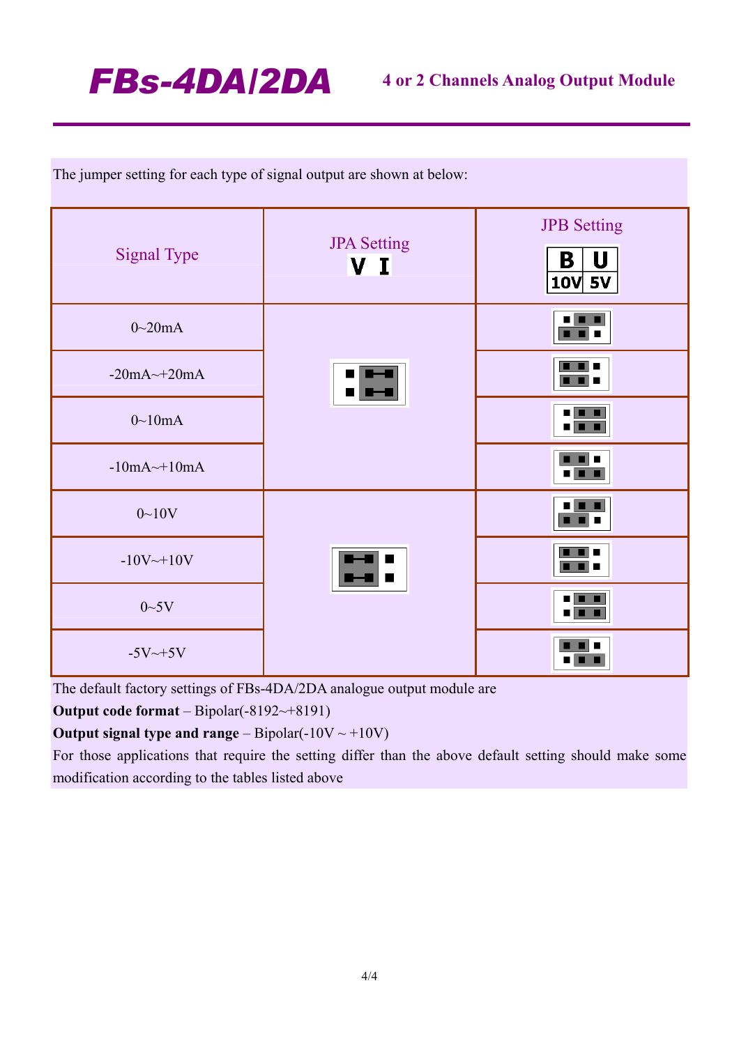The jumper setting for each type of signal output are shown at below:

| Signal Type | JPA Setting (V I) | JPB Setting (B U / 10V 5V) |
|---|---|---|
| 0~20mA | | |
| -20mA~+20mA | | |
| 0~10mA | | |
| -10mA~+10mA | | |
| 0~10V | | |
| -10V~+10V | | |
| 0~5V | | |
| -5V~+5V | | |

The default factory settings of FBs-4DA/2DA analogue output module are

**Output code format** – Bipolar(-8192~+8191)

**Output signal type and range** – Bipolar(-10V ~ +10V)

For those applications that require the setting differ than the above default setting should make some modification according to the tables listed above